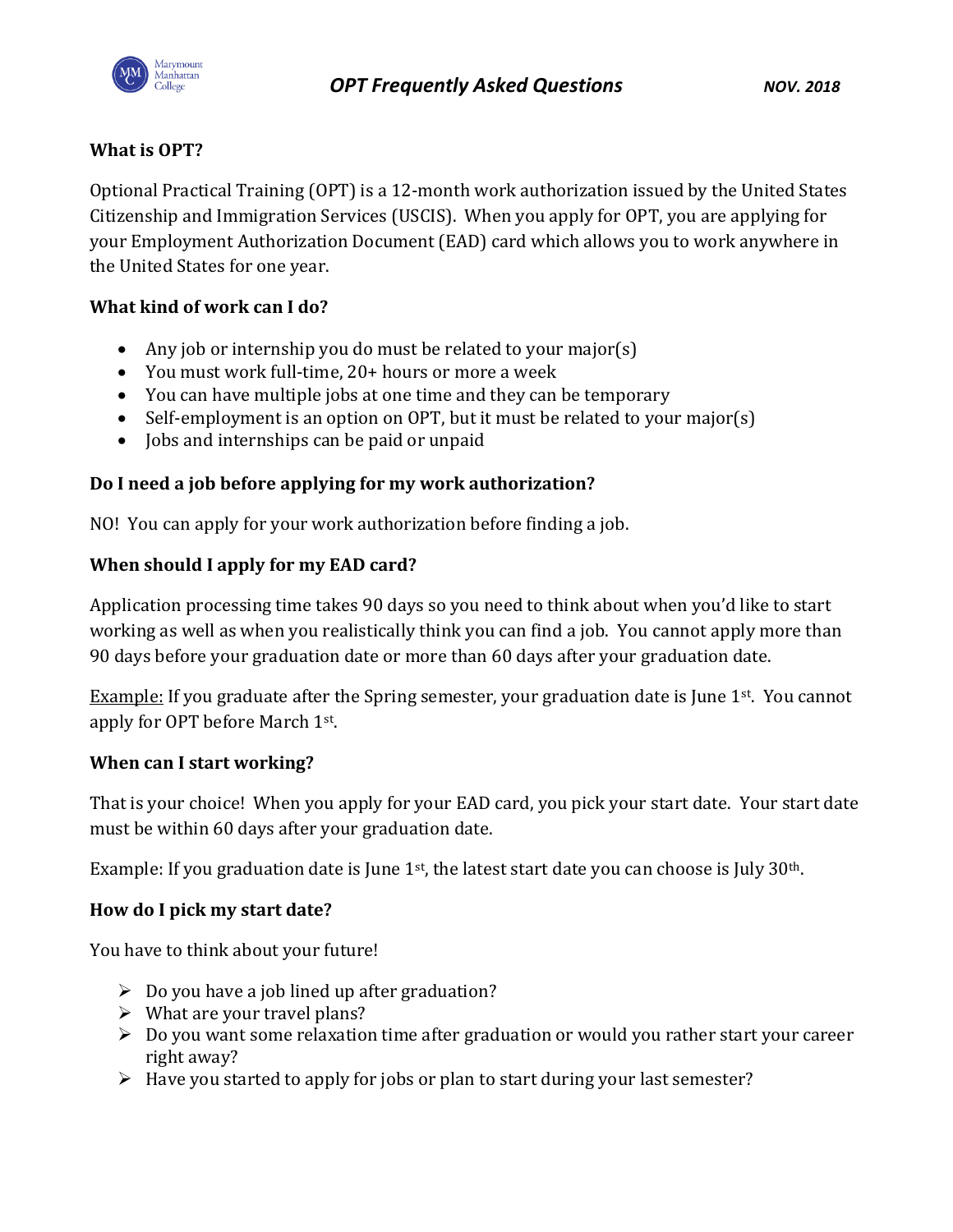# OPT Frequently Asked Questions

NOV. 2018

## What is OPT?

Optional Practical Training (OPT) is a 12-month work authorization issued by the United States Citizenship and Immigration Services (USCIS). When you apply for OPT, you are applying for your Employment Authorization Document (EAD) card which allows you to work anywhere in the United States for one year.

## What kind of work can I do?

- Any job or internship you do must be related to your major(s)
- You must work full-time, 20+ hours or more a week
- You can have multiple jobs at one time and they can be temporary
- Self-employment is an option on OPT, but it must be related to your major(s)
- Jobs and internships can be paid or unpaid

## Do I need a job before applying for my work authorization?

NO! You can apply for your work authorization before finding a job.

## When should I apply for my EAD card?

Application processing time takes 90 days so you need to think about when you'd like to start working as well as when you realistically think you can find a job. You cannot apply more than 90 days before your graduation date or more than 60 days after your graduation date.

Example: If you graduate after the Spring semester, your graduation date is June 1st. You cannot apply for OPT before March 1st.

## When can I start working?

That is your choice! When you apply for your EAD card, you pick your start date. Your start date must be within 60 days after your graduation date.

Example: If you graduation date is June 1st, the latest start date you can choose is July 30th.

## How do I pick my start date?

You have to think about your future!

- Do you have a job lined up after graduation?
- What are your travel plans?
- Do you want some relaxation time after graduation or would you rather start your career right away?
- Have you started to apply for jobs or plan to start during your last semester?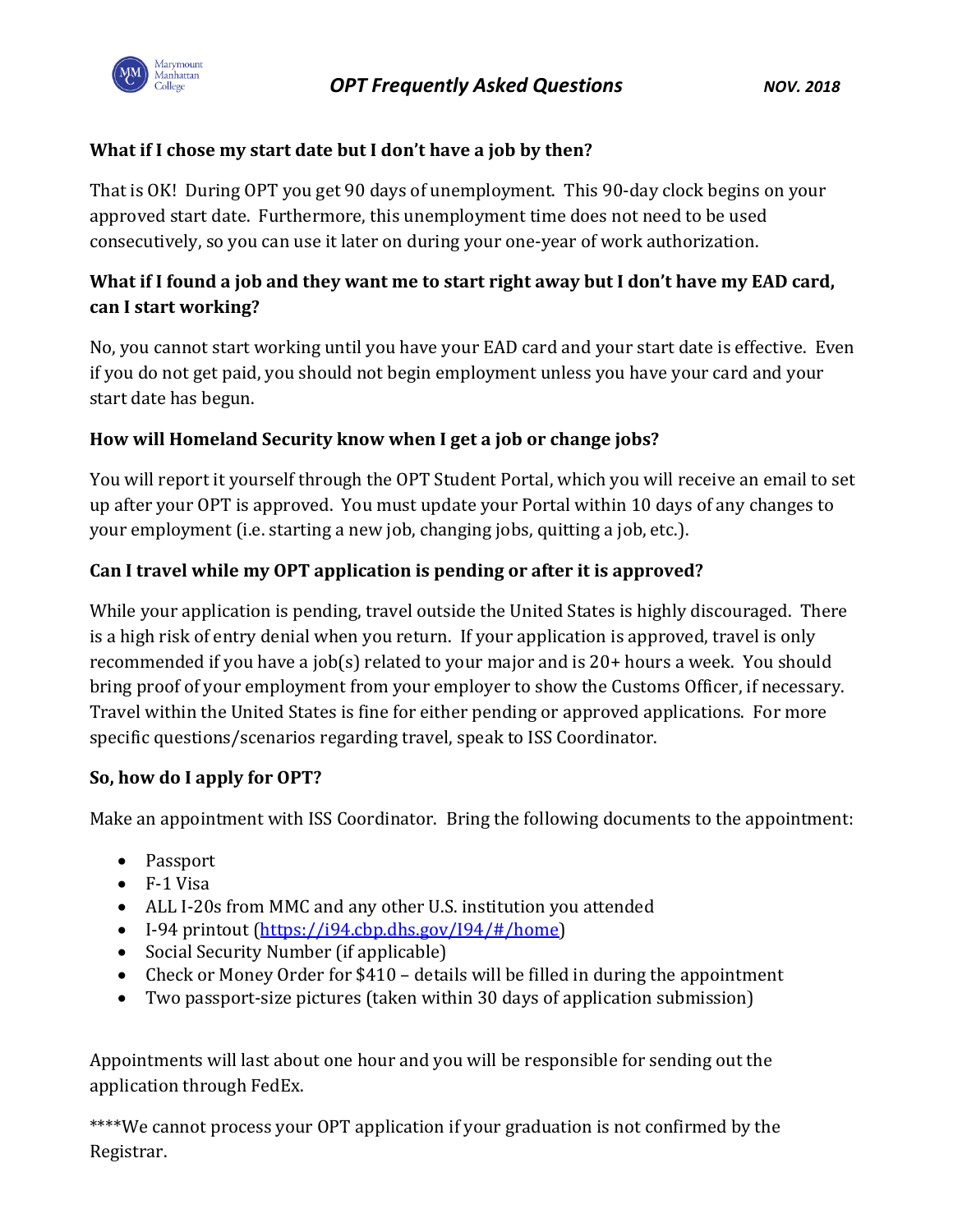**What if I chose my start date but I don't have a job by then?**

That is OK! During OPT you get 90 days of unemployment. This 90-day clock begins on your approved start date. Furthermore, this unemployment time does not need to be used consecutively, so you can use it later on during your one-year of work authorization.

**What if I found a job and they want me to start right away but I don't have my EAD card, can I start working?**

No, you cannot start working until you have your EAD card and your start date is effective. Even if you do not get paid, you should not begin employment unless you have your card and your start date has begun.

**How will Homeland Security know when I get a job or change jobs?**

You will report it yourself through the OPT Student Portal, which you will receive an email to set up after your OPT is approved. You must update your Portal within 10 days of any changes to your employment (i.e. starting a new job, changing jobs, quitting a job, etc.).

**Can I travel while my OPT application is pending or after it is approved?**

While your application is pending, travel outside the United States is highly discouraged. There is a high risk of entry denial when you return. If your application is approved, travel is only recommended if you have a job(s) related to your major and is 20+ hours a week. You should bring proof of your employment from your employer to show the Customs Officer, if necessary. Travel within the United States is fine for either pending or approved applications. For more specific questions/scenarios regarding travel, speak to ISS Coordinator.

**So, how do I apply for OPT?**

Make an appointment with ISS Coordinator. Bring the following documents to the appointment:

- Passport
- F-1 Visa
- ALL I-20s from MMC and any other U.S. institution you attended
- I-94 printout (https://i94.cbp.dhs.gov/I94/#/home)
- Social Security Number (if applicable)
- Check or Money Order for $410 – details will be filled in during the appointment
- Two passport-size pictures (taken within 30 days of application submission)

Appointments will last about one hour and you will be responsible for sending out the application through FedEx.

****We cannot process your OPT application if your graduation is not confirmed by the Registrar.